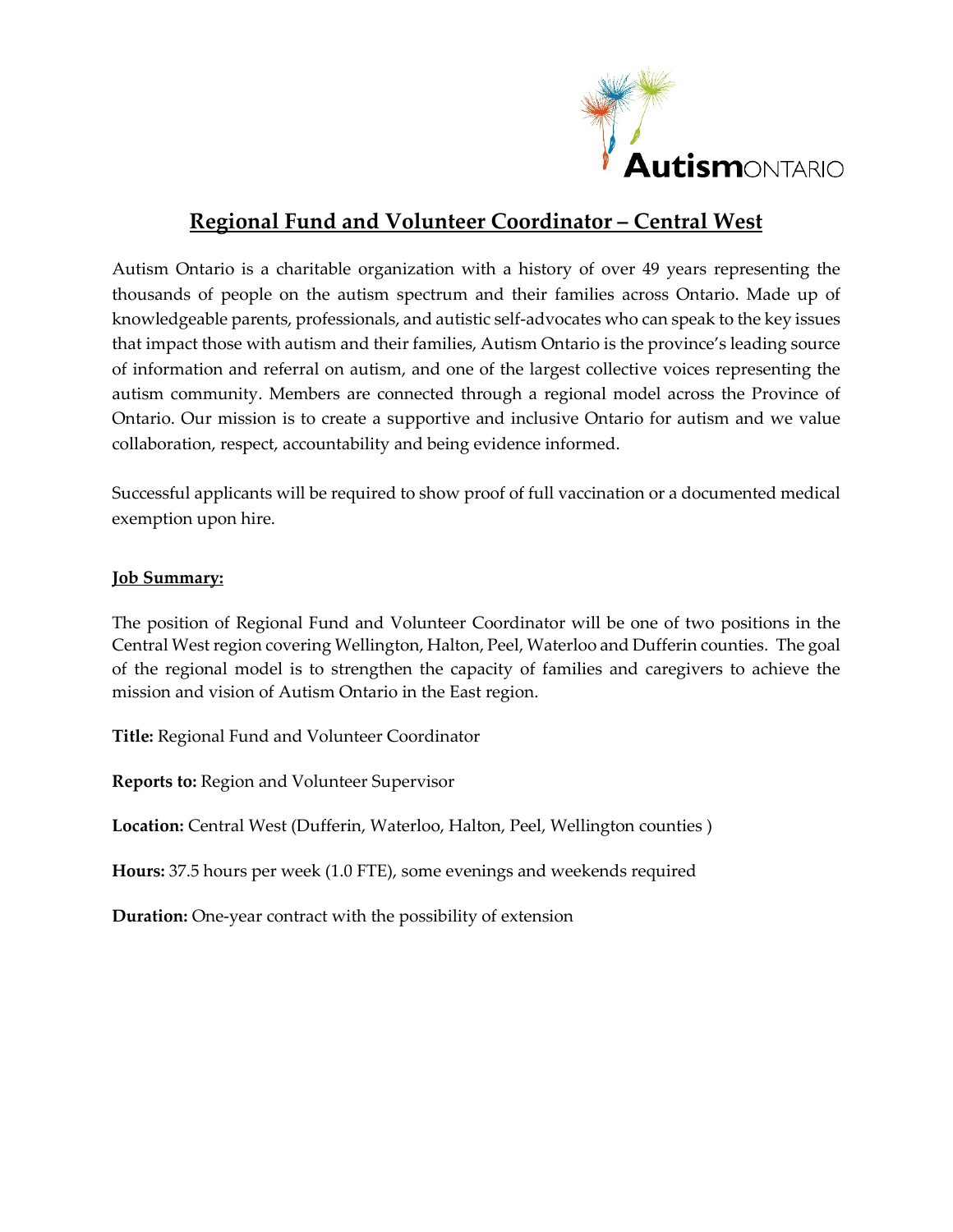# Regional Fund and Volunteer Coordinator – Central West

Autism Ontario is a charitable organization with a history of over 49 years representing the thousands of people on the autism spectrum and their families across Ontario. Made up of knowledgeable parents, professionals, and autistic self-advocates who can speak to the key issues that impact those with autism and their families, Autism Ontario is the province's leading source of information and referral on autism, and one of the largest collective voices representing the autism community. Members are connected through a regional model across the Province of Ontario. Our mission is to create a supportive and inclusive Ontario for autism and we value collaboration, respect, accountability and being evidence informed.

Successful applicants will be required to show proof of full vaccination or a documented medical exemption upon hire.

## Job Summary:

The position of Regional Fund and Volunteer Coordinator will be one of two positions in the Central West region covering Wellington, Halton, Peel, Waterloo and Dufferin counties. The goal of the regional model is to strengthen the capacity of families and caregivers to achieve the mission and vision of Autism Ontario in the East region.

**Title:** Regional Fund and Volunteer Coordinator

**Reports to:** Region and Volunteer Supervisor

**Location:** Central West (Dufferin, Waterloo, Halton, Peel, Wellington counties )

**Hours:** 37.5 hours per week (1.0 FTE), some evenings and weekends required

**Duration:** One-year contract with the possibility of extension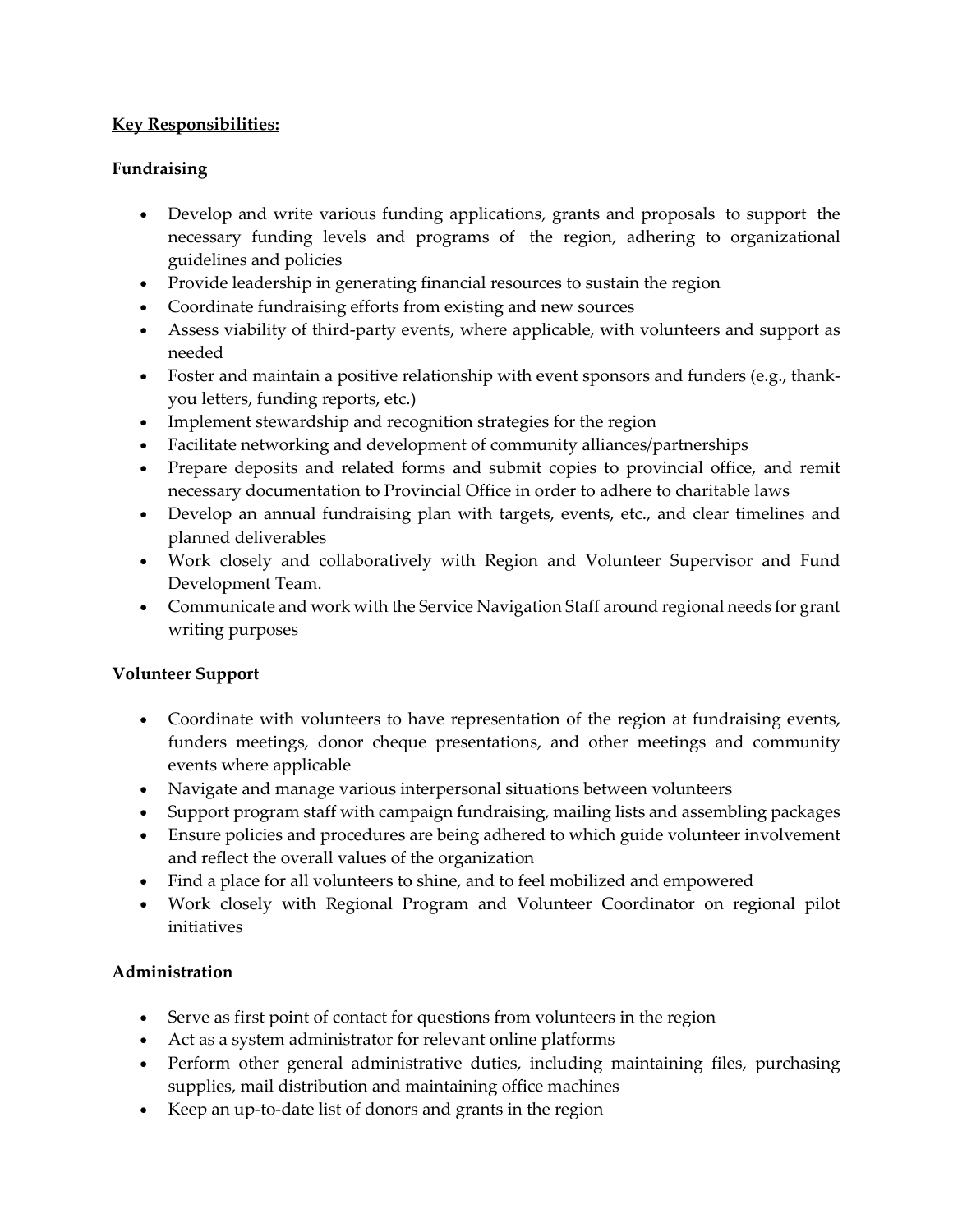**Key Responsibilities:**

**Fundraising**

- Develop and write various funding applications, grants and proposals to support the necessary funding levels and programs of the region, adhering to organizational guidelines and policies
- Provide leadership in generating financial resources to sustain the region
- Coordinate fundraising efforts from existing and new sources
- Assess viability of third-party events, where applicable, with volunteers and support as needed
- Foster and maintain a positive relationship with event sponsors and funders (e.g., thank-you letters, funding reports, etc.)
- Implement stewardship and recognition strategies for the region
- Facilitate networking and development of community alliances/partnerships
- Prepare deposits and related forms and submit copies to provincial office, and remit necessary documentation to Provincial Office in order to adhere to charitable laws
- Develop an annual fundraising plan with targets, events, etc., and clear timelines and planned deliverables
- Work closely and collaboratively with Region and Volunteer Supervisor and Fund Development Team.
- Communicate and work with the Service Navigation Staff around regional needs for grant writing purposes

**Volunteer Support**

- Coordinate with volunteers to have representation of the region at fundraising events, funders meetings, donor cheque presentations, and other meetings and community events where applicable
- Navigate and manage various interpersonal situations between volunteers
- Support program staff with campaign fundraising, mailing lists and assembling packages
- Ensure policies and procedures are being adhered to which guide volunteer involvement and reflect the overall values of the organization
- Find a place for all volunteers to shine, and to feel mobilized and empowered
- Work closely with Regional Program and Volunteer Coordinator on regional pilot initiatives

**Administration**

- Serve as first point of contact for questions from volunteers in the region
- Act as a system administrator for relevant online platforms
- Perform other general administrative duties, including maintaining files, purchasing supplies, mail distribution and maintaining office machines
- Keep an up-to-date list of donors and grants in the region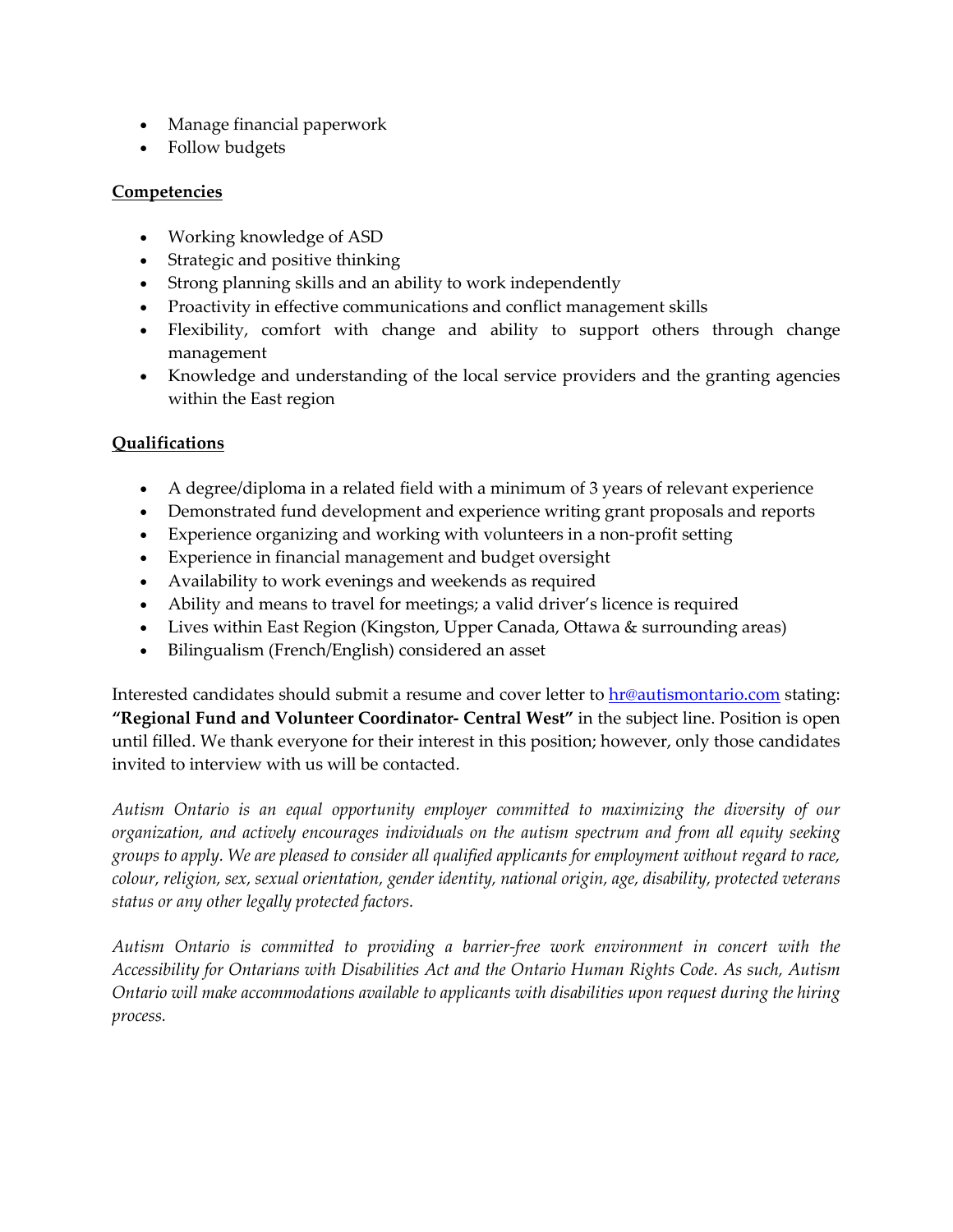- Manage financial paperwork
- Follow budgets

**Competencies**

- Working knowledge of ASD
- Strategic and positive thinking
- Strong planning skills and an ability to work independently
- Proactivity in effective communications and conflict management skills
- Flexibility, comfort with change and ability to support others through change management
- Knowledge and understanding of the local service providers and the granting agencies within the East region

**Qualifications**

- A degree/diploma in a related field with a minimum of 3 years of relevant experience
- Demonstrated fund development and experience writing grant proposals and reports
- Experience organizing and working with volunteers in a non-profit setting
- Experience in financial management and budget oversight
- Availability to work evenings and weekends as required
- Ability and means to travel for meetings; a valid driver's licence is required
- Lives within East Region (Kingston, Upper Canada, Ottawa & surrounding areas)
- Bilingualism (French/English) considered an asset

Interested candidates should submit a resume and cover letter to hr@autismontario.com stating: **"Regional Fund and Volunteer Coordinator- Central West"** in the subject line. Position is open until filled. We thank everyone for their interest in this position; however, only those candidates invited to interview with us will be contacted.

*Autism Ontario is an equal opportunity employer committed to maximizing the diversity of our organization, and actively encourages individuals on the autism spectrum and from all equity seeking groups to apply. We are pleased to consider all qualified applicants for employment without regard to race, colour, religion, sex, sexual orientation, gender identity, national origin, age, disability, protected veterans status or any other legally protected factors.*

*Autism Ontario is committed to providing a barrier-free work environment in concert with the Accessibility for Ontarians with Disabilities Act and the Ontario Human Rights Code. As such, Autism Ontario will make accommodations available to applicants with disabilities upon request during the hiring process.*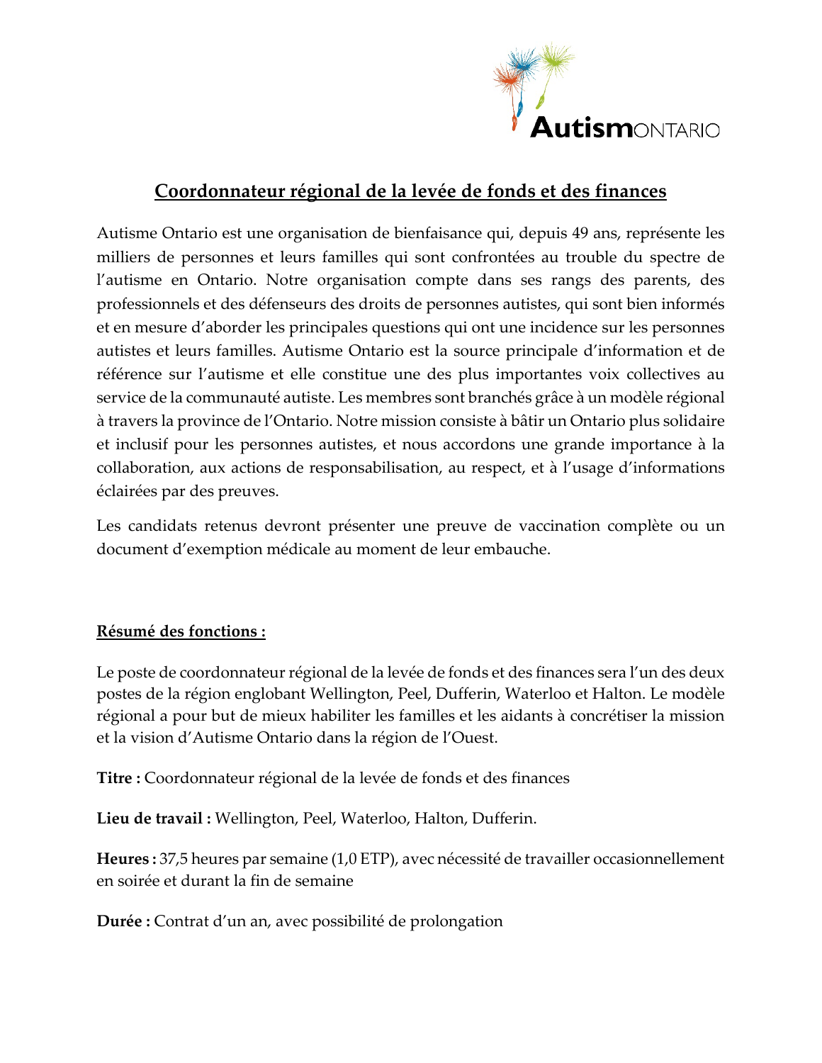# Coordonnateur régional de la levée de fonds et des finances

Autisme Ontario est une organisation de bienfaisance qui, depuis 49 ans, représente les milliers de personnes et leurs familles qui sont confrontées au trouble du spectre de l'autisme en Ontario. Notre organisation compte dans ses rangs des parents, des professionnels et des défenseurs des droits de personnes autistes, qui sont bien informés et en mesure d'aborder les principales questions qui ont une incidence sur les personnes autistes et leurs familles. Autisme Ontario est la source principale d'information et de référence sur l'autisme et elle constitue une des plus importantes voix collectives au service de la communauté autiste. Les membres sont branchés grâce à un modèle régional à travers la province de l'Ontario. Notre mission consiste à bâtir un Ontario plus solidaire et inclusif pour les personnes autistes, et nous accordons une grande importance à la collaboration, aux actions de responsabilisation, au respect, et à l'usage d'informations éclairées par des preuves.

Les candidats retenus devront présenter une preuve de vaccination complète ou un document d'exemption médicale au moment de leur embauche.

## Résumé des fonctions :

Le poste de coordonnateur régional de la levée de fonds et des finances sera l'un des deux postes de la région englobant Wellington, Peel, Dufferin, Waterloo et Halton. Le modèle régional a pour but de mieux habiliter les familles et les aidants à concrétiser la mission et la vision d'Autisme Ontario dans la région de l'Ouest.

**Titre :** Coordonnateur régional de la levée de fonds et des finances

**Lieu de travail :** Wellington, Peel, Waterloo, Halton, Dufferin.

**Heures :** 37,5 heures par semaine (1,0 ETP), avec nécessité de travailler occasionnellement en soirée et durant la fin de semaine

**Durée :** Contrat d'un an, avec possibilité de prolongation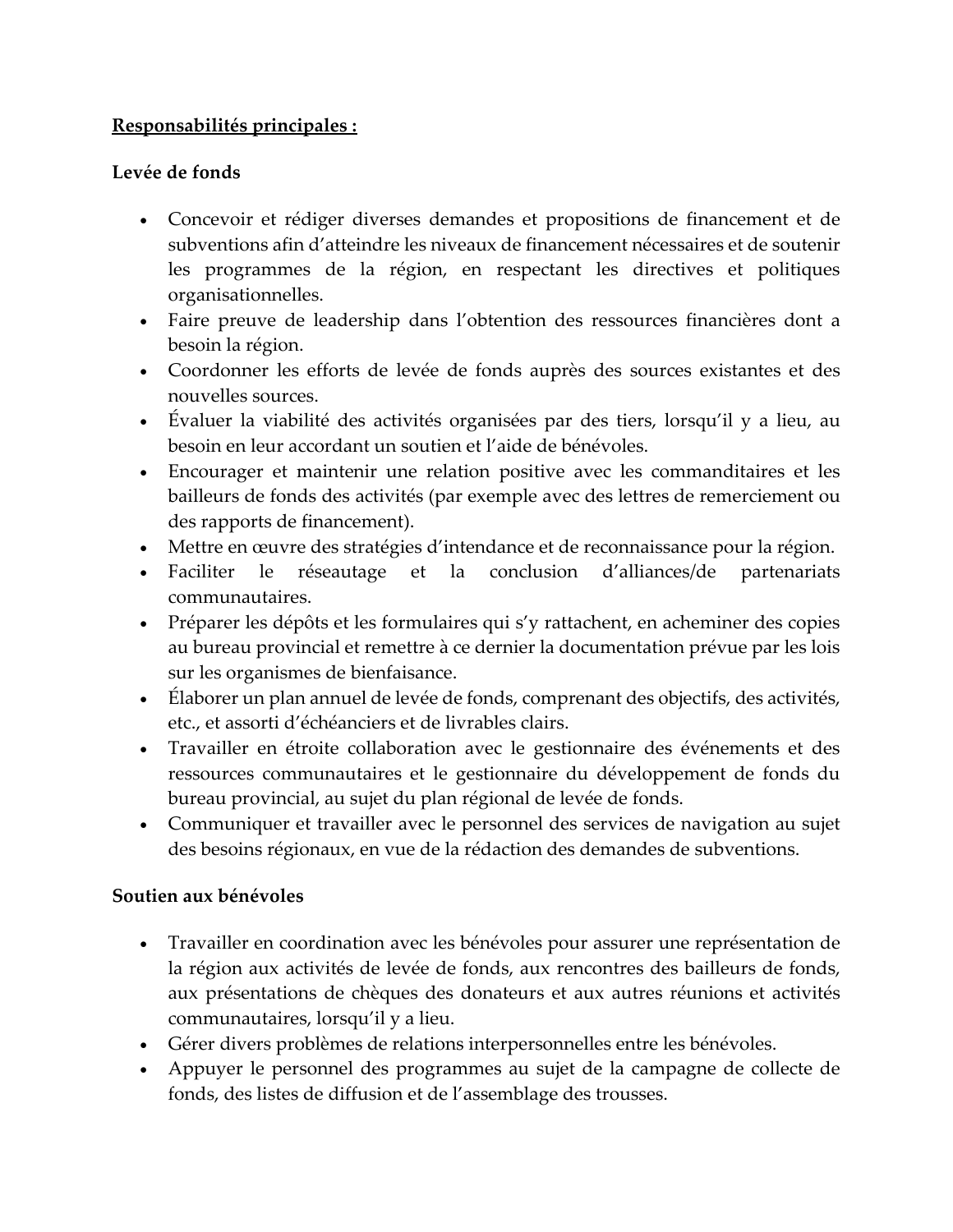**<u>Responsabilités principales :</u>**

**Levée de fonds**

- Concevoir et rédiger diverses demandes et propositions de financement et de subventions afin d'atteindre les niveaux de financement nécessaires et de soutenir les programmes de la région, en respectant les directives et politiques organisationnelles.
- Faire preuve de leadership dans l'obtention des ressources financières dont a besoin la région.
- Coordonner les efforts de levée de fonds auprès des sources existantes et des nouvelles sources.
- Évaluer la viabilité des activités organisées par des tiers, lorsqu'il y a lieu, au besoin en leur accordant un soutien et l'aide de bénévoles.
- Encourager et maintenir une relation positive avec les commanditaires et les bailleurs de fonds des activités (par exemple avec des lettres de remerciement ou des rapports de financement).
- Mettre en œuvre des stratégies d'intendance et de reconnaissance pour la région.
- Faciliter le réseautage et la conclusion d'alliances/de partenariats communautaires.
- Préparer les dépôts et les formulaires qui s'y rattachent, en acheminer des copies au bureau provincial et remettre à ce dernier la documentation prévue par les lois sur les organismes de bienfaisance.
- Élaborer un plan annuel de levée de fonds, comprenant des objectifs, des activités, etc., et assorti d'échéanciers et de livrables clairs.
- Travailler en étroite collaboration avec le gestionnaire des événements et des ressources communautaires et le gestionnaire du développement de fonds du bureau provincial, au sujet du plan régional de levée de fonds.
- Communiquer et travailler avec le personnel des services de navigation au sujet des besoins régionaux, en vue de la rédaction des demandes de subventions.

**Soutien aux bénévoles**

- Travailler en coordination avec les bénévoles pour assurer une représentation de la région aux activités de levée de fonds, aux rencontres des bailleurs de fonds, aux présentations de chèques des donateurs et aux autres réunions et activités communautaires, lorsqu'il y a lieu.
- Gérer divers problèmes de relations interpersonnelles entre les bénévoles.
- Appuyer le personnel des programmes au sujet de la campagne de collecte de fonds, des listes de diffusion et de l'assemblage des trousses.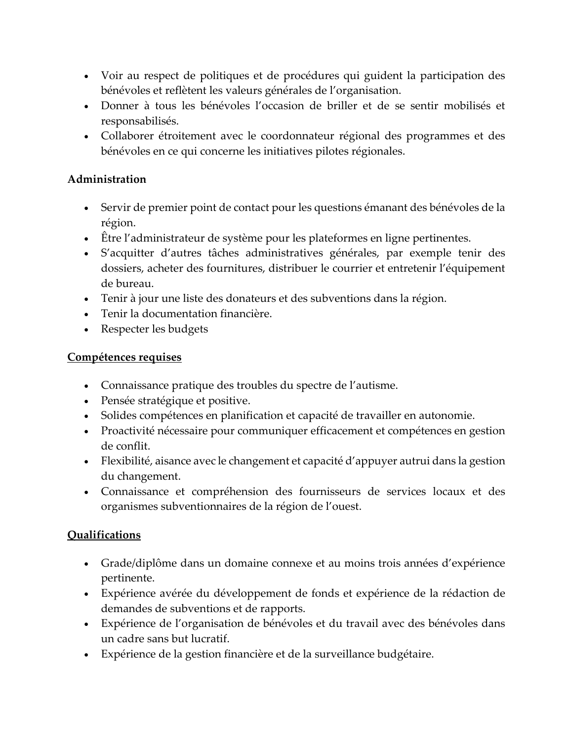- Voir au respect de politiques et de procédures qui guident la participation des bénévoles et reflètent les valeurs générales de l'organisation.
- Donner à tous les bénévoles l'occasion de briller et de se sentir mobilisés et responsabilisés.
- Collaborer étroitement avec le coordonnateur régional des programmes et des bénévoles en ce qui concerne les initiatives pilotes régionales.

**Administration**

- Servir de premier point de contact pour les questions émanant des bénévoles de la région.
- Être l'administrateur de système pour les plateformes en ligne pertinentes.
- S'acquitter d'autres tâches administratives générales, par exemple tenir des dossiers, acheter des fournitures, distribuer le courrier et entretenir l'équipement de bureau.
- Tenir à jour une liste des donateurs et des subventions dans la région.
- Tenir la documentation financière.
- Respecter les budgets

## Compétences requises

- Connaissance pratique des troubles du spectre de l'autisme.
- Pensée stratégique et positive.
- Solides compétences en planification et capacité de travailler en autonomie.
- Proactivité nécessaire pour communiquer efficacement et compétences en gestion de conflit.
- Flexibilité, aisance avec le changement et capacité d'appuyer autrui dans la gestion du changement.
- Connaissance et compréhension des fournisseurs de services locaux et des organismes subventionnaires de la région de l'ouest.

## Qualifications

- Grade/diplôme dans un domaine connexe et au moins trois années d'expérience pertinente.
- Expérience avérée du développement de fonds et expérience de la rédaction de demandes de subventions et de rapports.
- Expérience de l'organisation de bénévoles et du travail avec des bénévoles dans un cadre sans but lucratif.
- Expérience de la gestion financière et de la surveillance budgétaire.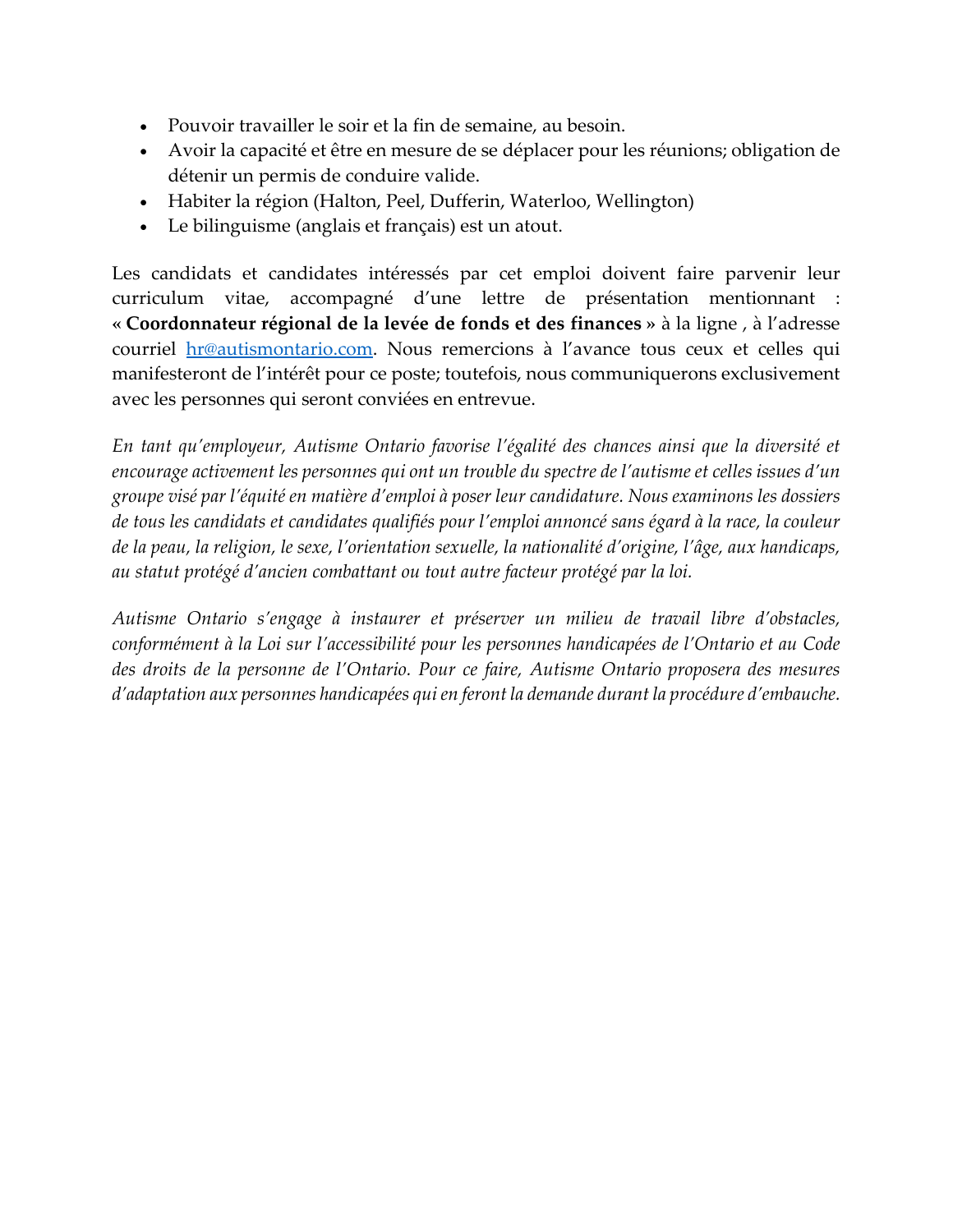- Pouvoir travailler le soir et la fin de semaine, au besoin.
- Avoir la capacité et être en mesure de se déplacer pour les réunions; obligation de détenir un permis de conduire valide.
- Habiter la région (Halton, Peel, Dufferin, Waterloo, Wellington)
- Le bilinguisme (anglais et français) est un atout.

Les candidats et candidates intéressés par cet emploi doivent faire parvenir leur curriculum vitae, accompagné d'une lettre de présentation mentionnant : « **Coordonnateur régional de la levée de fonds et des finances** » à la ligne , à l'adresse courriel hr@autismontario.com. Nous remercions à l'avance tous ceux et celles qui manifesteront de l'intérêt pour ce poste; toutefois, nous communiquerons exclusivement avec les personnes qui seront conviées en entrevue.

*En tant qu'employeur, Autisme Ontario favorise l'égalité des chances ainsi que la diversité et encourage activement les personnes qui ont un trouble du spectre de l'autisme et celles issues d'un groupe visé par l'équité en matière d'emploi à poser leur candidature. Nous examinons les dossiers de tous les candidats et candidates qualifiés pour l'emploi annoncé sans égard à la race, la couleur de la peau, la religion, le sexe, l'orientation sexuelle, la nationalité d'origine, l'âge, aux handicaps, au statut protégé d'ancien combattant ou tout autre facteur protégé par la loi.*

*Autisme Ontario s'engage à instaurer et préserver un milieu de travail libre d'obstacles, conformément à la Loi sur l'accessibilité pour les personnes handicapées de l'Ontario et au Code des droits de la personne de l'Ontario. Pour ce faire, Autisme Ontario proposera des mesures d'adaptation aux personnes handicapées qui en feront la demande durant la procédure d'embauche.*